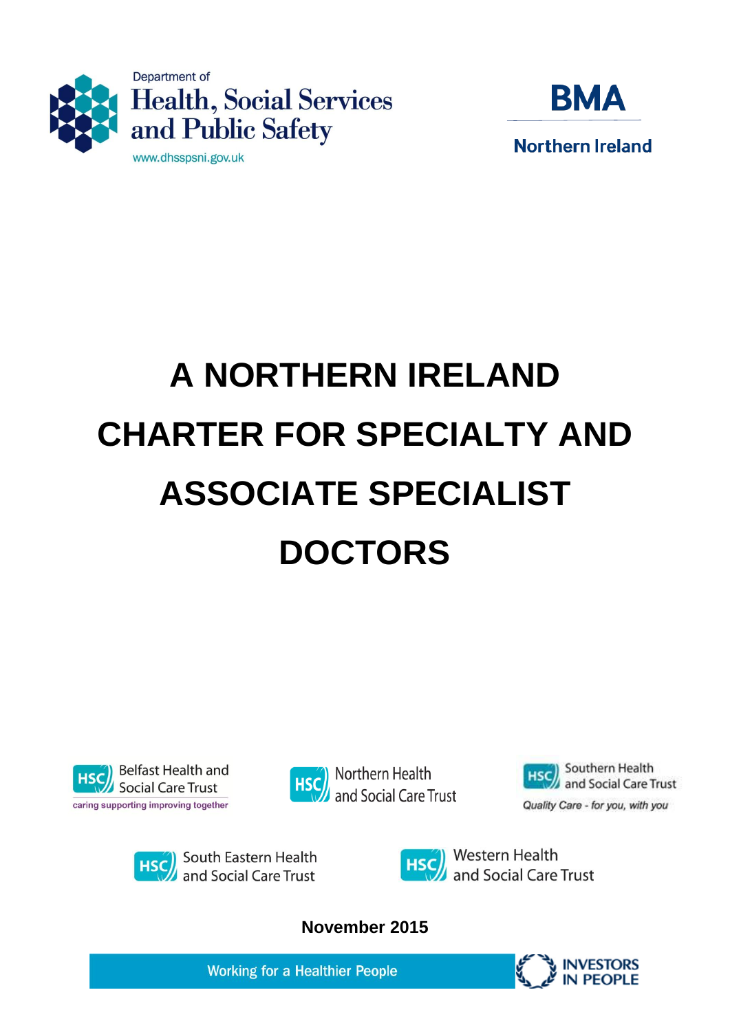Department of
Health, Social Services
and Public Safety
www.dhsspsni.gov.uk

BMA
Northern Ireland

# A NORTHERN IRELAND CHARTER FOR SPECIALTY AND ASSOCIATE SPECIALIST DOCTORS

HSC Belfast Health and Social Care Trust
caring supporting improving together

HSC Northern Health and Social Care Trust

HSC Southern Health and Social Care Trust
Quality Care - for you, with you

HSC South Eastern Health and Social Care Trust

HSC Western Health and Social Care Trust

**November 2015**

Working for a Healthier People

INVESTORS IN PEOPLE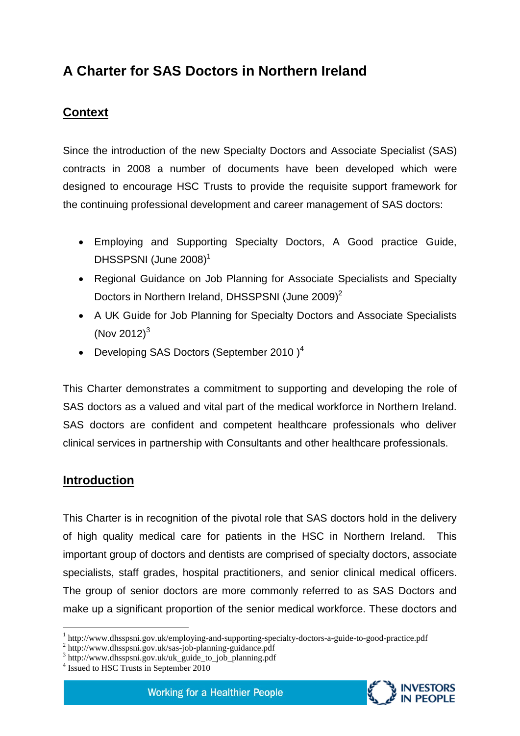# A Charter for SAS Doctors in Northern Ireland

## Context

Since the introduction of the new Specialty Doctors and Associate Specialist (SAS) contracts in 2008 a number of documents have been developed which were designed to encourage HSC Trusts to provide the requisite support framework for the continuing professional development and career management of SAS doctors:

- Employing and Supporting Specialty Doctors, A Good practice Guide, DHSSPSNI (June 2008)[1]
- Regional Guidance on Job Planning for Associate Specialists and Specialty Doctors in Northern Ireland, DHSSPSNI (June 2009)[2]
- A UK Guide for Job Planning for Specialty Doctors and Associate Specialists (Nov 2012)[3]
- Developing SAS Doctors (September 2010 )[4]

This Charter demonstrates a commitment to supporting and developing the role of SAS doctors as a valued and vital part of the medical workforce in Northern Ireland. SAS doctors are confident and competent healthcare professionals who deliver clinical services in partnership with Consultants and other healthcare professionals.

## Introduction

This Charter is in recognition of the pivotal role that SAS doctors hold in the delivery of high quality medical care for patients in the HSC in Northern Ireland. This important group of doctors and dentists are comprised of specialty doctors, associate specialists, staff grades, hospital practitioners, and senior clinical medical officers. The group of senior doctors are more commonly referred to as SAS Doctors and make up a significant proportion of the senior medical workforce. These doctors and

[1] http://www.dhsspsni.gov.uk/employing-and-supporting-specialty-doctors-a-guide-to-good-practice.pdf
[2] http://www.dhsspsni.gov.uk/sas-job-planning-guidance.pdf
[3] http://www.dhsspsni.gov.uk/uk_guide_to_job_planning.pdf
[4] Issued to HSC Trusts in September 2010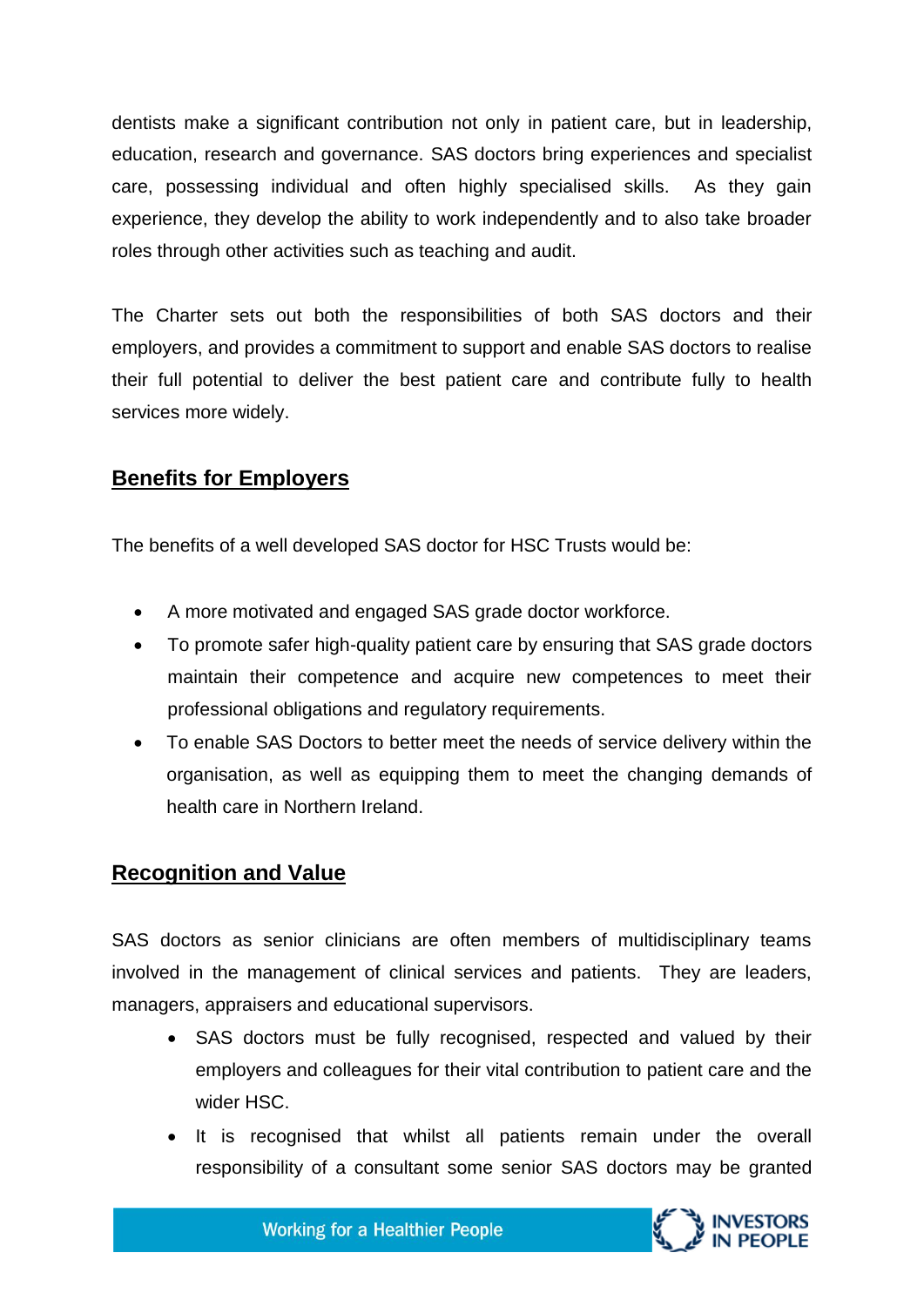dentists make a significant contribution not only in patient care, but in leadership, education, research and governance. SAS doctors bring experiences and specialist care, possessing individual and often highly specialised skills. As they gain experience, they develop the ability to work independently and to also take broader roles through other activities such as teaching and audit.

The Charter sets out both the responsibilities of both SAS doctors and their employers, and provides a commitment to support and enable SAS doctors to realise their full potential to deliver the best patient care and contribute fully to health services more widely.

## Benefits for Employers

The benefits of a well developed SAS doctor for HSC Trusts would be:

- A more motivated and engaged SAS grade doctor workforce.
- To promote safer high-quality patient care by ensuring that SAS grade doctors maintain their competence and acquire new competences to meet their professional obligations and regulatory requirements.
- To enable SAS Doctors to better meet the needs of service delivery within the organisation, as well as equipping them to meet the changing demands of health care in Northern Ireland.

## Recognition and Value

SAS doctors as senior clinicians are often members of multidisciplinary teams involved in the management of clinical services and patients. They are leaders, managers, appraisers and educational supervisors.

- SAS doctors must be fully recognised, respected and valued by their employers and colleagues for their vital contribution to patient care and the wider HSC.
- It is recognised that whilst all patients remain under the overall responsibility of a consultant some senior SAS doctors may be granted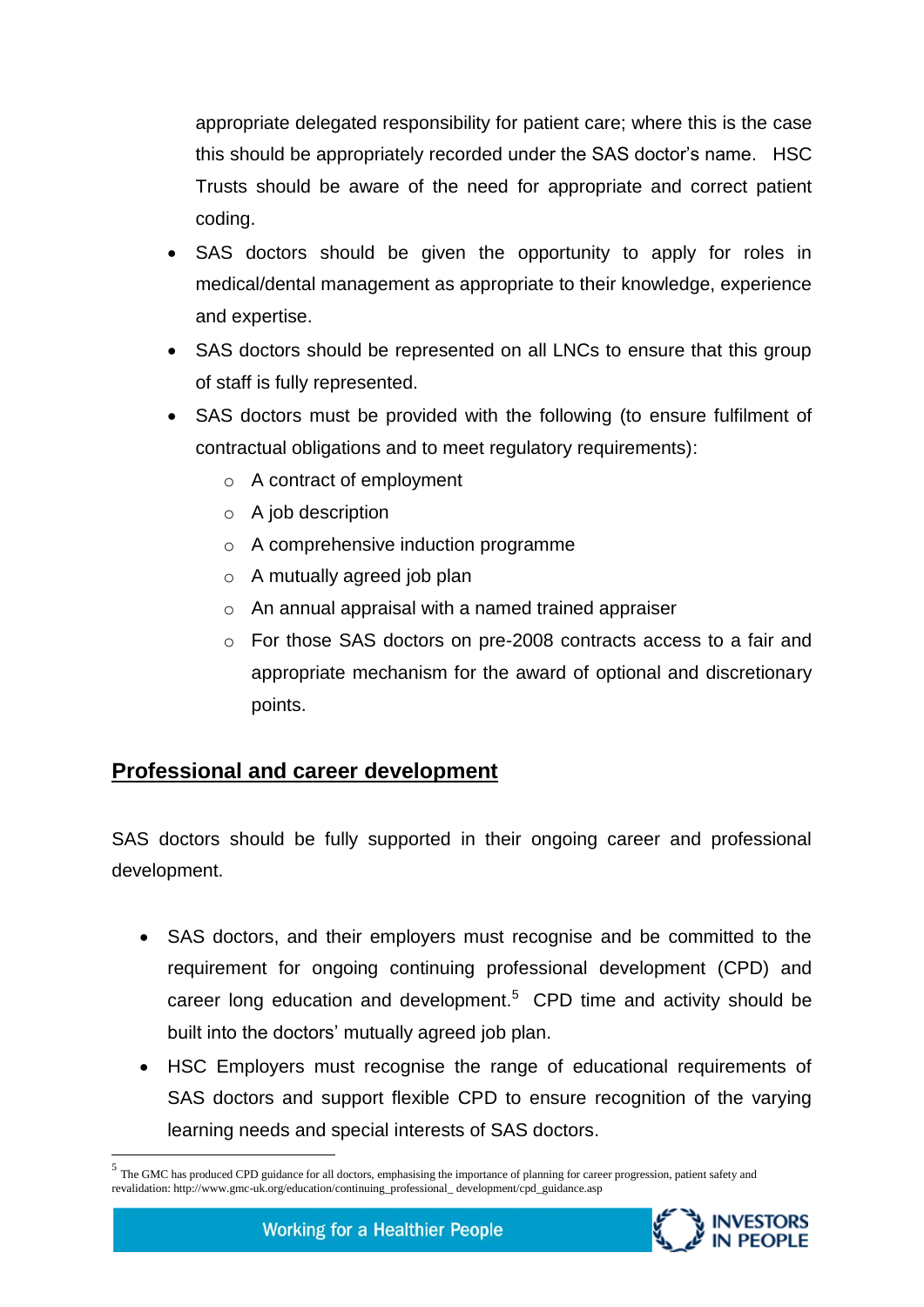appropriate delegated responsibility for patient care; where this is the case this should be appropriately recorded under the SAS doctor's name. HSC Trusts should be aware of the need for appropriate and correct patient coding.

- SAS doctors should be given the opportunity to apply for roles in medical/dental management as appropriate to their knowledge, experience and expertise.
- SAS doctors should be represented on all LNCs to ensure that this group of staff is fully represented.
- SAS doctors must be provided with the following (to ensure fulfilment of contractual obligations and to meet regulatory requirements):
  - A contract of employment
  - A job description
  - A comprehensive induction programme
  - A mutually agreed job plan
  - An annual appraisal with a named trained appraiser
  - For those SAS doctors on pre-2008 contracts access to a fair and appropriate mechanism for the award of optional and discretionary points.

## Professional and career development

SAS doctors should be fully supported in their ongoing career and professional development.

- SAS doctors, and their employers must recognise and be committed to the requirement for ongoing continuing professional development (CPD) and career long education and development.[5] CPD time and activity should be built into the doctors' mutually agreed job plan.
- HSC Employers must recognise the range of educational requirements of SAS doctors and support flexible CPD to ensure recognition of the varying learning needs and special interests of SAS doctors.

[5] The GMC has produced CPD guidance for all doctors, emphasising the importance of planning for career progression, patient safety and revalidation: http://www.gmc-uk.org/education/continuing_professional_ development/cpd_guidance.asp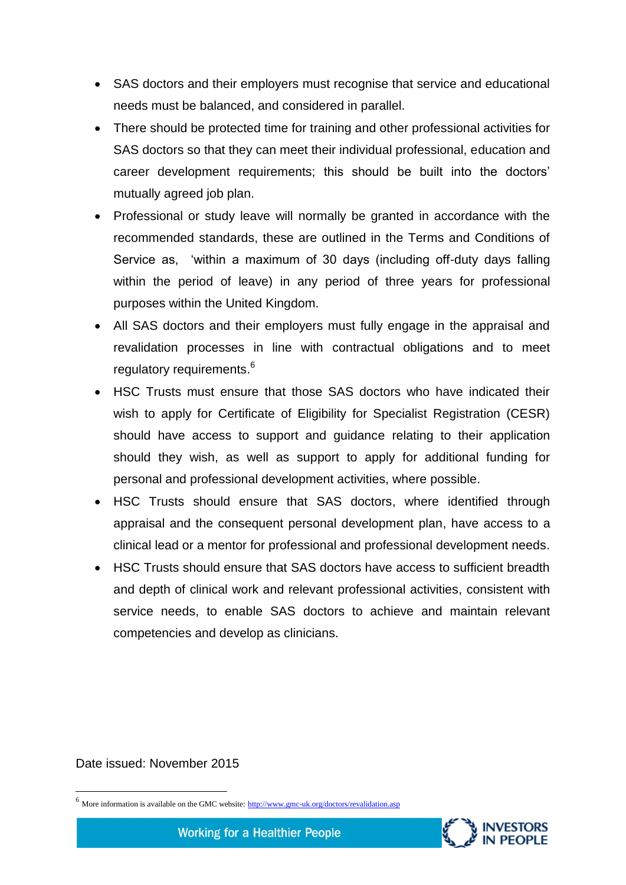- SAS doctors and their employers must recognise that service and educational needs must be balanced, and considered in parallel.
- There should be protected time for training and other professional activities for SAS doctors so that they can meet their individual professional, education and career development requirements; this should be built into the doctors' mutually agreed job plan.
- Professional or study leave will normally be granted in accordance with the recommended standards, these are outlined in the Terms and Conditions of Service as, 'within a maximum of 30 days (including off-duty days falling within the period of leave) in any period of three years for professional purposes within the United Kingdom.
- All SAS doctors and their employers must fully engage in the appraisal and revalidation processes in line with contractual obligations and to meet regulatory requirements.[6]
- HSC Trusts must ensure that those SAS doctors who have indicated their wish to apply for Certificate of Eligibility for Specialist Registration (CESR) should have access to support and guidance relating to their application should they wish, as well as support to apply for additional funding for personal and professional development activities, where possible.
- HSC Trusts should ensure that SAS doctors, where identified through appraisal and the consequent personal development plan, have access to a clinical lead or a mentor for professional and professional development needs.
- HSC Trusts should ensure that SAS doctors have access to sufficient breadth and depth of clinical work and relevant professional activities, consistent with service needs, to enable SAS doctors to achieve and maintain relevant competencies and develop as clinicians.

Date issued: November 2015

[6] More information is available on the GMC website: http://www.gmc-uk.org/doctors/revalidation.asp